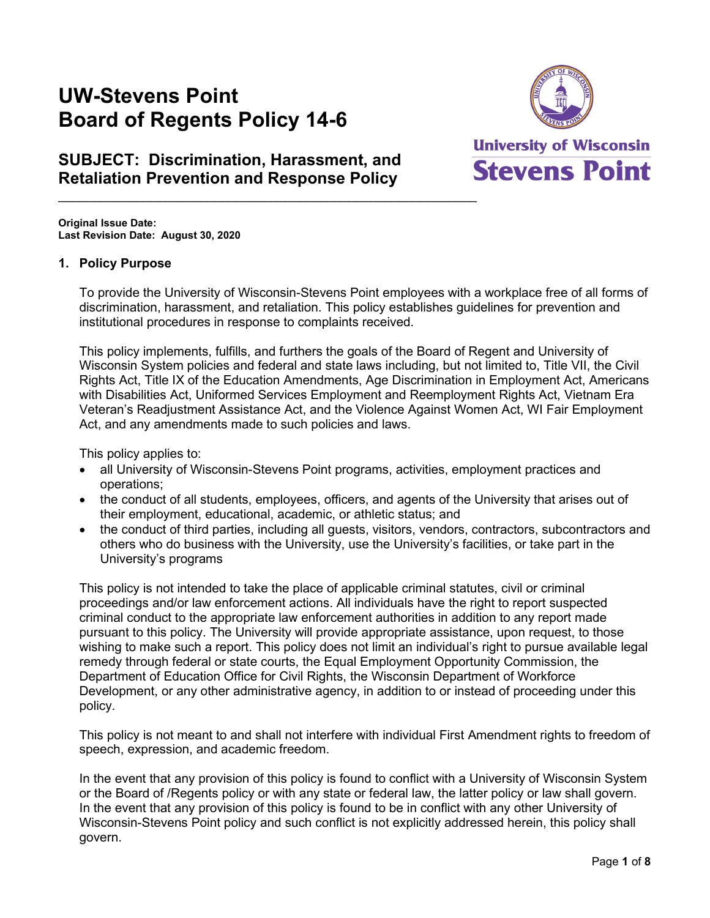# UW-Stevens Point
# Board of Regents Policy 14-6

## SUBJECT: Discrimination, Harassment, and Retaliation Prevention and Response Policy

**Original Issue Date:**
**Last Revision Date: August 30, 2020**

### 1. Policy Purpose

To provide the University of Wisconsin-Stevens Point employees with a workplace free of all forms of discrimination, harassment, and retaliation. This policy establishes guidelines for prevention and institutional procedures in response to complaints received.

This policy implements, fulfills, and furthers the goals of the Board of Regent and University of Wisconsin System policies and federal and state laws including, but not limited to, Title VII, the Civil Rights Act, Title IX of the Education Amendments, Age Discrimination in Employment Act, Americans with Disabilities Act, Uniformed Services Employment and Reemployment Rights Act, Vietnam Era Veteran's Readjustment Assistance Act, and the Violence Against Women Act, WI Fair Employment Act, and any amendments made to such policies and laws.

This policy applies to:

- all University of Wisconsin-Stevens Point programs, activities, employment practices and operations;
- the conduct of all students, employees, officers, and agents of the University that arises out of their employment, educational, academic, or athletic status; and
- the conduct of third parties, including all guests, visitors, vendors, contractors, subcontractors and others who do business with the University, use the University's facilities, or take part in the University's programs

This policy is not intended to take the place of applicable criminal statutes, civil or criminal proceedings and/or law enforcement actions. All individuals have the right to report suspected criminal conduct to the appropriate law enforcement authorities in addition to any report made pursuant to this policy. The University will provide appropriate assistance, upon request, to those wishing to make such a report. This policy does not limit an individual's right to pursue available legal remedy through federal or state courts, the Equal Employment Opportunity Commission, the Department of Education Office for Civil Rights, the Wisconsin Department of Workforce Development, or any other administrative agency, in addition to or instead of proceeding under this policy.

This policy is not meant to and shall not interfere with individual First Amendment rights to freedom of speech, expression, and academic freedom.

In the event that any provision of this policy is found to conflict with a University of Wisconsin System or the Board of /Regents policy or with any state or federal law, the latter policy or law shall govern. In the event that any provision of this policy is found to be in conflict with any other University of Wisconsin-Stevens Point policy and such conflict is not explicitly addressed herein, this policy shall govern.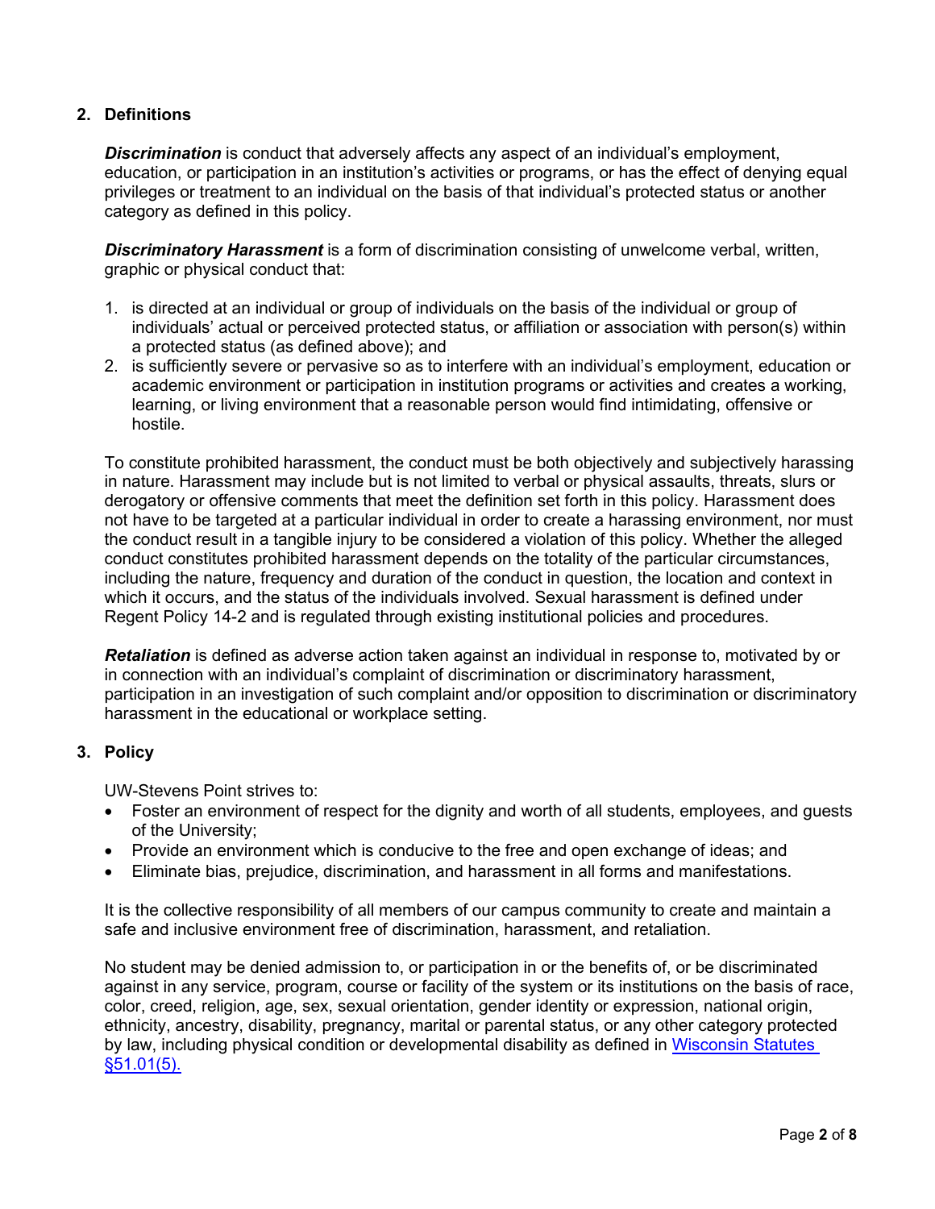## 2. Definitions

***Discrimination*** is conduct that adversely affects any aspect of an individual's employment, education, or participation in an institution's activities or programs, or has the effect of denying equal privileges or treatment to an individual on the basis of that individual's protected status or another category as defined in this policy.

***Discriminatory Harassment*** is a form of discrimination consisting of unwelcome verbal, written, graphic or physical conduct that:

1. is directed at an individual or group of individuals on the basis of the individual or group of individuals' actual or perceived protected status, or affiliation or association with person(s) within a protected status (as defined above); and
2. is sufficiently severe or pervasive so as to interfere with an individual's employment, education or academic environment or participation in institution programs or activities and creates a working, learning, or living environment that a reasonable person would find intimidating, offensive or hostile.

To constitute prohibited harassment, the conduct must be both objectively and subjectively harassing in nature. Harassment may include but is not limited to verbal or physical assaults, threats, slurs or derogatory or offensive comments that meet the definition set forth in this policy. Harassment does not have to be targeted at a particular individual in order to create a harassing environment, nor must the conduct result in a tangible injury to be considered a violation of this policy. Whether the alleged conduct constitutes prohibited harassment depends on the totality of the particular circumstances, including the nature, frequency and duration of the conduct in question, the location and context in which it occurs, and the status of the individuals involved. Sexual harassment is defined under Regent Policy 14-2 and is regulated through existing institutional policies and procedures.

***Retaliation*** is defined as adverse action taken against an individual in response to, motivated by or in connection with an individual's complaint of discrimination or discriminatory harassment, participation in an investigation of such complaint and/or opposition to discrimination or discriminatory harassment in the educational or workplace setting.

## 3. Policy

UW-Stevens Point strives to:

- Foster an environment of respect for the dignity and worth of all students, employees, and guests of the University;
- Provide an environment which is conducive to the free and open exchange of ideas; and
- Eliminate bias, prejudice, discrimination, and harassment in all forms and manifestations.

It is the collective responsibility of all members of our campus community to create and maintain a safe and inclusive environment free of discrimination, harassment, and retaliation.

No student may be denied admission to, or participation in or the benefits of, or be discriminated against in any service, program, course or facility of the system or its institutions on the basis of race, color, creed, religion, age, sex, sexual orientation, gender identity or expression, national origin, ethnicity, ancestry, disability, pregnancy, marital or parental status, or any other category protected by law, including physical condition or developmental disability as defined in Wisconsin Statutes §51.01(5).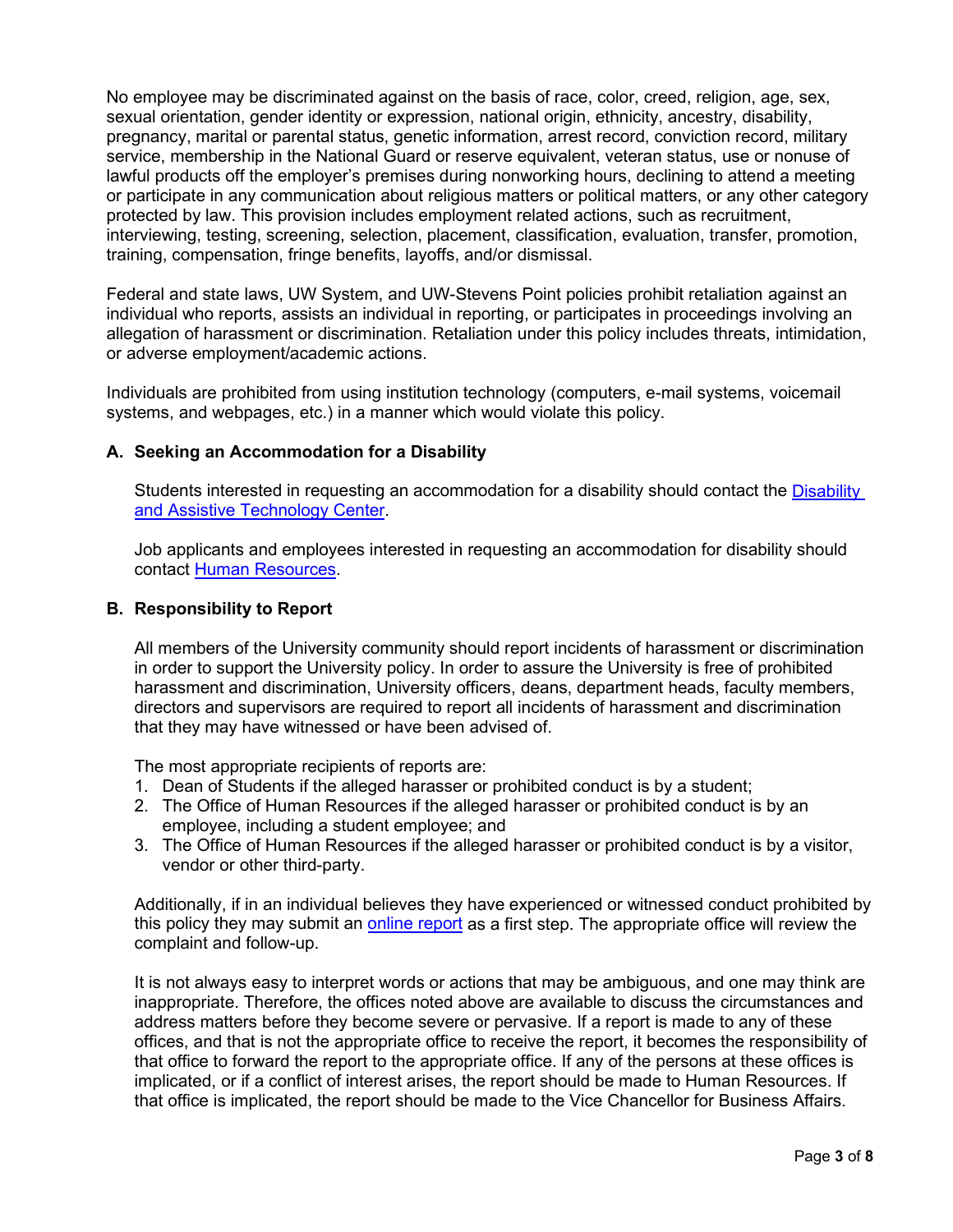No employee may be discriminated against on the basis of race, color, creed, religion, age, sex, sexual orientation, gender identity or expression, national origin, ethnicity, ancestry, disability, pregnancy, marital or parental status, genetic information, arrest record, conviction record, military service, membership in the National Guard or reserve equivalent, veteran status, use or nonuse of lawful products off the employer's premises during nonworking hours, declining to attend a meeting or participate in any communication about religious matters or political matters, or any other category protected by law. This provision includes employment related actions, such as recruitment, interviewing, testing, screening, selection, placement, classification, evaluation, transfer, promotion, training, compensation, fringe benefits, layoffs, and/or dismissal.

Federal and state laws, UW System, and UW-Stevens Point policies prohibit retaliation against an individual who reports, assists an individual in reporting, or participates in proceedings involving an allegation of harassment or discrimination. Retaliation under this policy includes threats, intimidation, or adverse employment/academic actions.

Individuals are prohibited from using institution technology (computers, e-mail systems, voicemail systems, and webpages, etc.) in a manner which would violate this policy.

### A. Seeking an Accommodation for a Disability

Students interested in requesting an accommodation for a disability should contact the Disability and Assistive Technology Center.

Job applicants and employees interested in requesting an accommodation for disability should contact Human Resources.

### B. Responsibility to Report

All members of the University community should report incidents of harassment or discrimination in order to support the University policy. In order to assure the University is free of prohibited harassment and discrimination, University officers, deans, department heads, faculty members, directors and supervisors are required to report all incidents of harassment and discrimination that they may have witnessed or have been advised of.

The most appropriate recipients of reports are:

1. Dean of Students if the alleged harasser or prohibited conduct is by a student;
2. The Office of Human Resources if the alleged harasser or prohibited conduct is by an employee, including a student employee; and
3. The Office of Human Resources if the alleged harasser or prohibited conduct is by a visitor, vendor or other third-party.

Additionally, if in an individual believes they have experienced or witnessed conduct prohibited by this policy they may submit an online report as a first step. The appropriate office will review the complaint and follow-up.

It is not always easy to interpret words or actions that may be ambiguous, and one may think are inappropriate. Therefore, the offices noted above are available to discuss the circumstances and address matters before they become severe or pervasive. If a report is made to any of these offices, and that is not the appropriate office to receive the report, it becomes the responsibility of that office to forward the report to the appropriate office. If any of the persons at these offices is implicated, or if a conflict of interest arises, the report should be made to Human Resources. If that office is implicated, the report should be made to the Vice Chancellor for Business Affairs.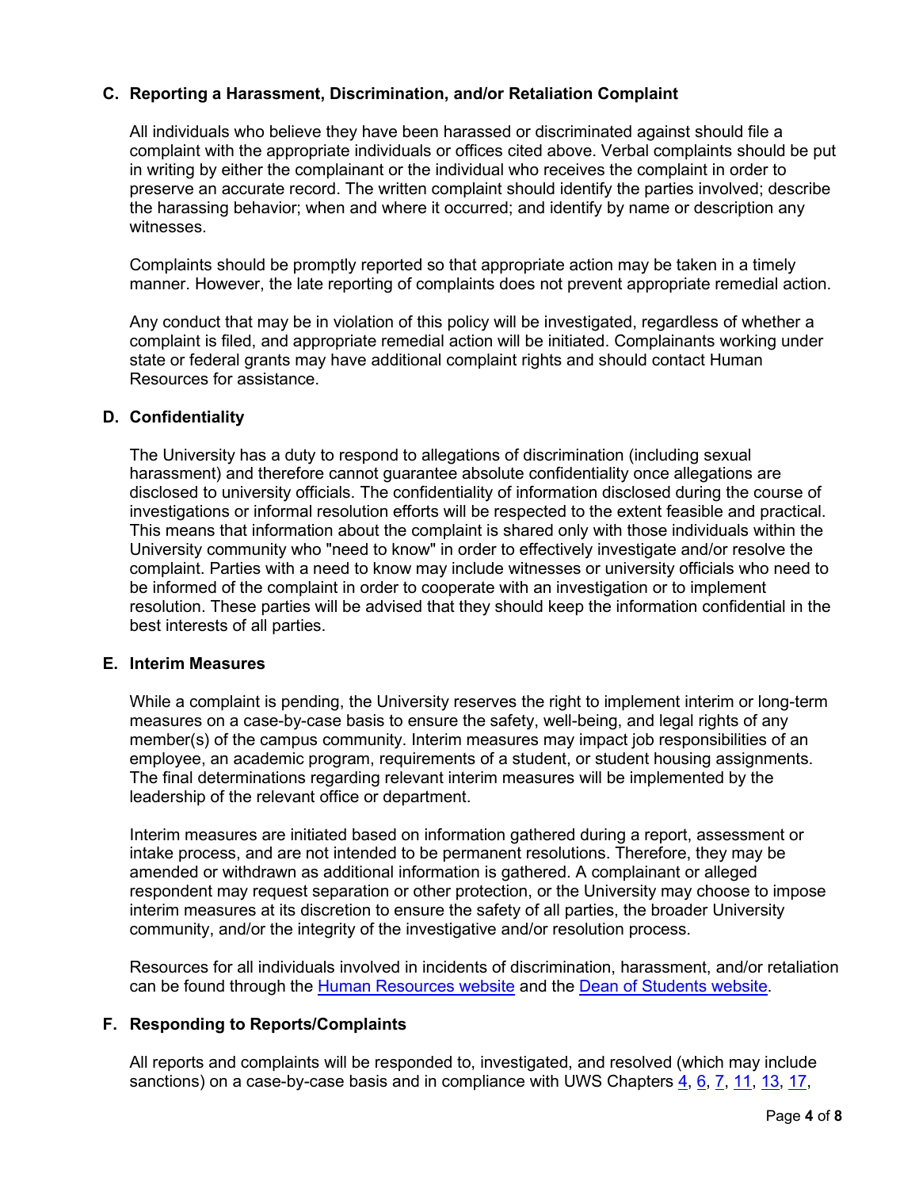### C. Reporting a Harassment, Discrimination, and/or Retaliation Complaint

All individuals who believe they have been harassed or discriminated against should file a complaint with the appropriate individuals or offices cited above. Verbal complaints should be put in writing by either the complainant or the individual who receives the complaint in order to preserve an accurate record. The written complaint should identify the parties involved; describe the harassing behavior; when and where it occurred; and identify by name or description any witnesses.

Complaints should be promptly reported so that appropriate action may be taken in a timely manner. However, the late reporting of complaints does not prevent appropriate remedial action.

Any conduct that may be in violation of this policy will be investigated, regardless of whether a complaint is filed, and appropriate remedial action will be initiated. Complainants working under state or federal grants may have additional complaint rights and should contact Human Resources for assistance.

### D. Confidentiality

The University has a duty to respond to allegations of discrimination (including sexual harassment) and therefore cannot guarantee absolute confidentiality once allegations are disclosed to university officials. The confidentiality of information disclosed during the course of investigations or informal resolution efforts will be respected to the extent feasible and practical. This means that information about the complaint is shared only with those individuals within the University community who "need to know" in order to effectively investigate and/or resolve the complaint. Parties with a need to know may include witnesses or university officials who need to be informed of the complaint in order to cooperate with an investigation or to implement resolution. These parties will be advised that they should keep the information confidential in the best interests of all parties.

### E. Interim Measures

While a complaint is pending, the University reserves the right to implement interim or long-term measures on a case-by-case basis to ensure the safety, well-being, and legal rights of any member(s) of the campus community. Interim measures may impact job responsibilities of an employee, an academic program, requirements of a student, or student housing assignments. The final determinations regarding relevant interim measures will be implemented by the leadership of the relevant office or department.

Interim measures are initiated based on information gathered during a report, assessment or intake process, and are not intended to be permanent resolutions. Therefore, they may be amended or withdrawn as additional information is gathered. A complainant or alleged respondent may request separation or other protection, or the University may choose to impose interim measures at its discretion to ensure the safety of all parties, the broader University community, and/or the integrity of the investigative and/or resolution process.

Resources for all individuals involved in incidents of discrimination, harassment, and/or retaliation can be found through the Human Resources website and the Dean of Students website.

### F. Responding to Reports/Complaints

All reports and complaints will be responded to, investigated, and resolved (which may include sanctions) on a case-by-case basis and in compliance with UWS Chapters 4, 6, 7, 11, 13, 17,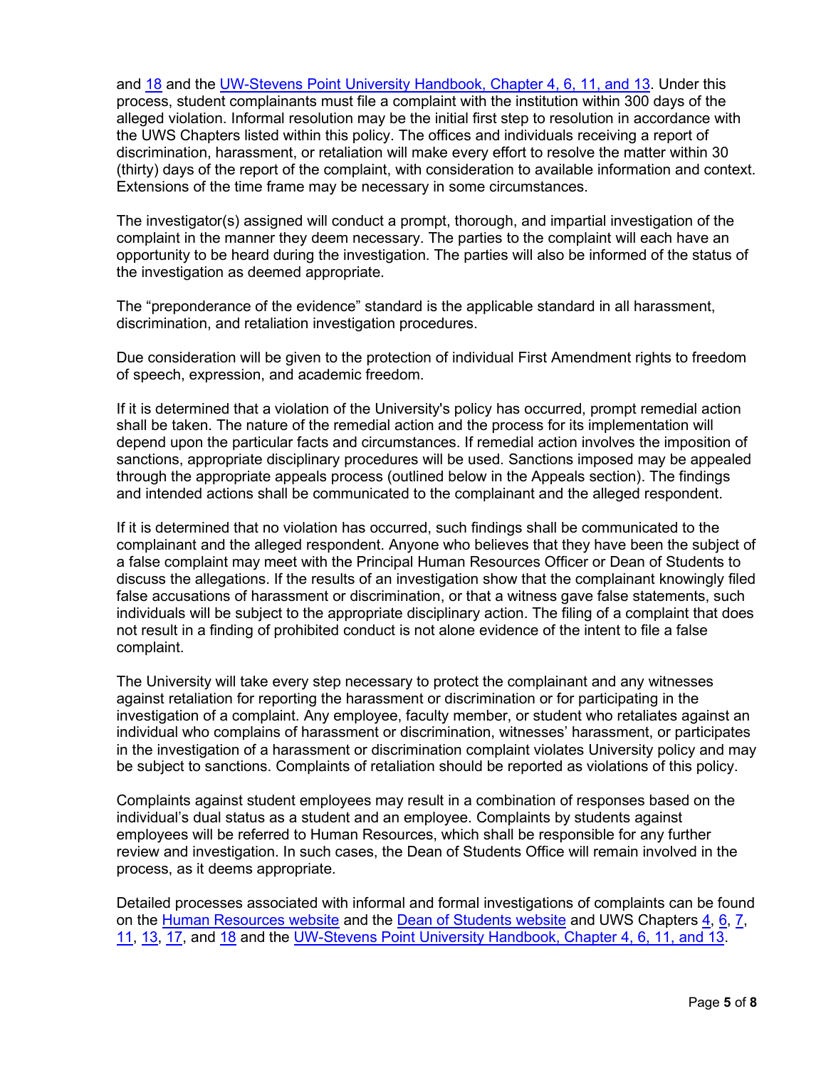and 18 and the UW-Stevens Point University Handbook, Chapter 4, 6, 11, and 13. Under this process, student complainants must file a complaint with the institution within 300 days of the alleged violation. Informal resolution may be the initial first step to resolution in accordance with the UWS Chapters listed within this policy. The offices and individuals receiving a report of discrimination, harassment, or retaliation will make every effort to resolve the matter within 30 (thirty) days of the report of the complaint, with consideration to available information and context. Extensions of the time frame may be necessary in some circumstances.

The investigator(s) assigned will conduct a prompt, thorough, and impartial investigation of the complaint in the manner they deem necessary. The parties to the complaint will each have an opportunity to be heard during the investigation. The parties will also be informed of the status of the investigation as deemed appropriate.

The "preponderance of the evidence" standard is the applicable standard in all harassment, discrimination, and retaliation investigation procedures.

Due consideration will be given to the protection of individual First Amendment rights to freedom of speech, expression, and academic freedom.

If it is determined that a violation of the University's policy has occurred, prompt remedial action shall be taken. The nature of the remedial action and the process for its implementation will depend upon the particular facts and circumstances. If remedial action involves the imposition of sanctions, appropriate disciplinary procedures will be used. Sanctions imposed may be appealed through the appropriate appeals process (outlined below in the Appeals section). The findings and intended actions shall be communicated to the complainant and the alleged respondent.

If it is determined that no violation has occurred, such findings shall be communicated to the complainant and the alleged respondent. Anyone who believes that they have been the subject of a false complaint may meet with the Principal Human Resources Officer or Dean of Students to discuss the allegations. If the results of an investigation show that the complainant knowingly filed false accusations of harassment or discrimination, or that a witness gave false statements, such individuals will be subject to the appropriate disciplinary action. The filing of a complaint that does not result in a finding of prohibited conduct is not alone evidence of the intent to file a false complaint.

The University will take every step necessary to protect the complainant and any witnesses against retaliation for reporting the harassment or discrimination or for participating in the investigation of a complaint. Any employee, faculty member, or student who retaliates against an individual who complains of harassment or discrimination, witnesses' harassment, or participates in the investigation of a harassment or discrimination complaint violates University policy and may be subject to sanctions. Complaints of retaliation should be reported as violations of this policy.

Complaints against student employees may result in a combination of responses based on the individual's dual status as a student and an employee. Complaints by students against employees will be referred to Human Resources, which shall be responsible for any further review and investigation. In such cases, the Dean of Students Office will remain involved in the process, as it deems appropriate.

Detailed processes associated with informal and formal investigations of complaints can be found on the Human Resources website and the Dean of Students website and UWS Chapters 4, 6, 7, 11, 13, 17, and 18 and the UW-Stevens Point University Handbook, Chapter 4, 6, 11, and 13.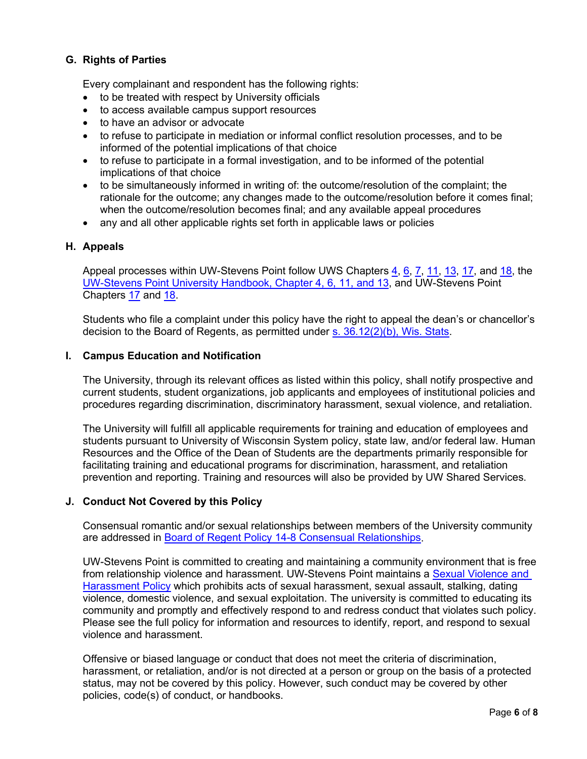### G. Rights of Parties

Every complainant and respondent has the following rights:

- to be treated with respect by University officials
- to access available campus support resources
- to have an advisor or advocate
- to refuse to participate in mediation or informal conflict resolution processes, and to be informed of the potential implications of that choice
- to refuse to participate in a formal investigation, and to be informed of the potential implications of that choice
- to be simultaneously informed in writing of: the outcome/resolution of the complaint; the rationale for the outcome; any changes made to the outcome/resolution before it comes final; when the outcome/resolution becomes final; and any available appeal procedures
- any and all other applicable rights set forth in applicable laws or policies

### H. Appeals

Appeal processes within UW-Stevens Point follow UWS Chapters 4, 6, 7, 11, 13, 17, and 18, the UW-Stevens Point University Handbook, Chapter 4, 6, 11, and 13, and UW-Stevens Point Chapters 17 and 18.

Students who file a complaint under this policy have the right to appeal the dean's or chancellor's decision to the Board of Regents, as permitted under s. 36.12(2)(b), Wis. Stats.

### I. Campus Education and Notification

The University, through its relevant offices as listed within this policy, shall notify prospective and current students, student organizations, job applicants and employees of institutional policies and procedures regarding discrimination, discriminatory harassment, sexual violence, and retaliation.

The University will fulfill all applicable requirements for training and education of employees and students pursuant to University of Wisconsin System policy, state law, and/or federal law. Human Resources and the Office of the Dean of Students are the departments primarily responsible for facilitating training and educational programs for discrimination, harassment, and retaliation prevention and reporting. Training and resources will also be provided by UW Shared Services.

### J. Conduct Not Covered by this Policy

Consensual romantic and/or sexual relationships between members of the University community are addressed in Board of Regent Policy 14-8 Consensual Relationships.

UW-Stevens Point is committed to creating and maintaining a community environment that is free from relationship violence and harassment. UW-Stevens Point maintains a Sexual Violence and Harassment Policy which prohibits acts of sexual harassment, sexual assault, stalking, dating violence, domestic violence, and sexual exploitation. The university is committed to educating its community and promptly and effectively respond to and redress conduct that violates such policy. Please see the full policy for information and resources to identify, report, and respond to sexual violence and harassment.

Offensive or biased language or conduct that does not meet the criteria of discrimination, harassment, or retaliation, and/or is not directed at a person or group on the basis of a protected status, may not be covered by this policy. However, such conduct may be covered by other policies, code(s) of conduct, or handbooks.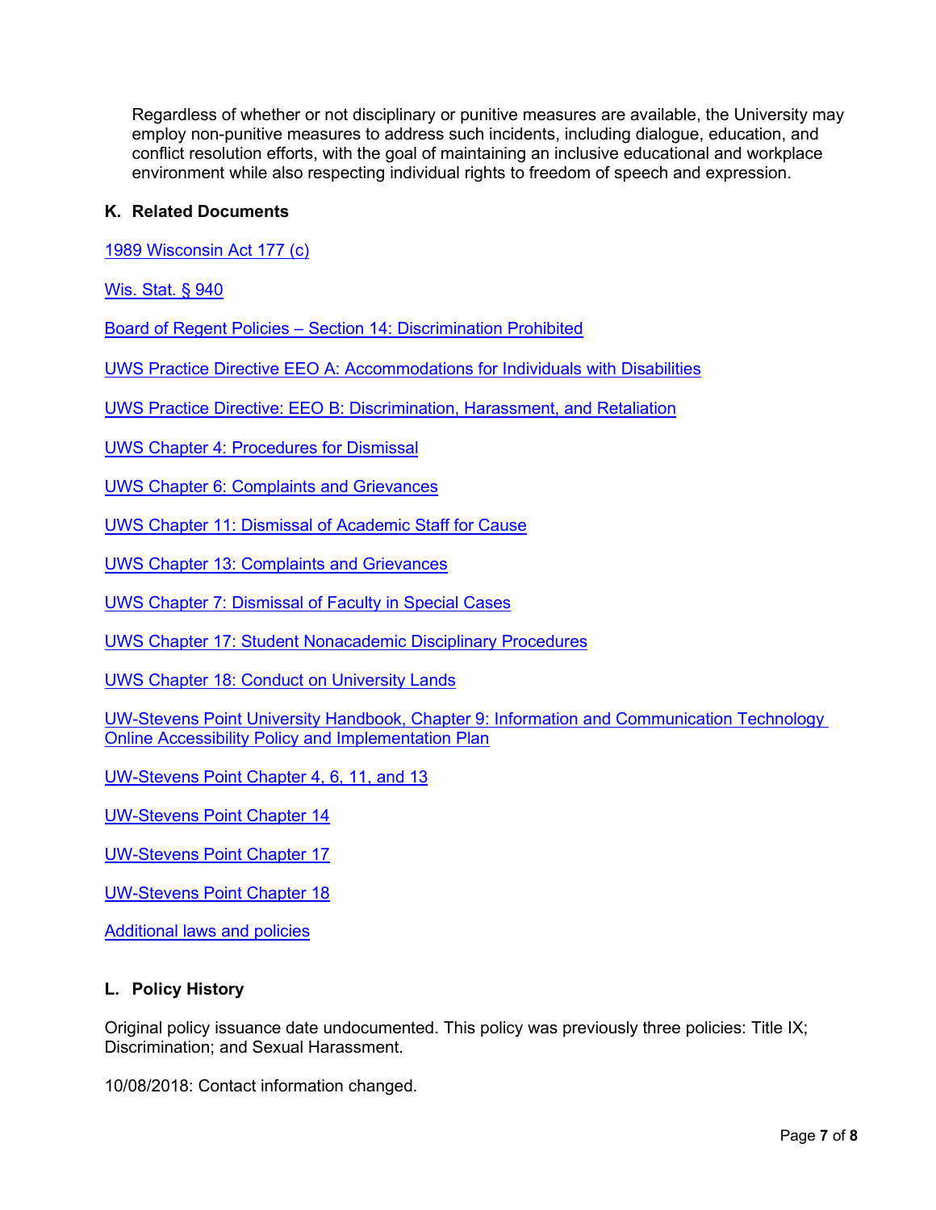Regardless of whether or not disciplinary or punitive measures are available, the University may employ non-punitive measures to address such incidents, including dialogue, education, and conflict resolution efforts, with the goal of maintaining an inclusive educational and workplace environment while also respecting individual rights to freedom of speech and expression.

### K. Related Documents

1989 Wisconsin Act 177 (c)

Wis. Stat. § 940

Board of Regent Policies – Section 14: Discrimination Prohibited

UWS Practice Directive EEO A: Accommodations for Individuals with Disabilities

UWS Practice Directive: EEO B: Discrimination, Harassment, and Retaliation

UWS Chapter 4: Procedures for Dismissal

UWS Chapter 6: Complaints and Grievances

UWS Chapter 11: Dismissal of Academic Staff for Cause

UWS Chapter 13: Complaints and Grievances

UWS Chapter 7: Dismissal of Faculty in Special Cases

UWS Chapter 17: Student Nonacademic Disciplinary Procedures

UWS Chapter 18: Conduct on University Lands

UW-Stevens Point University Handbook, Chapter 9: Information and Communication Technology Online Accessibility Policy and Implementation Plan

UW-Stevens Point Chapter 4, 6, 11, and 13

UW-Stevens Point Chapter 14

UW-Stevens Point Chapter 17

UW-Stevens Point Chapter 18

Additional laws and policies

### L. Policy History

Original policy issuance date undocumented. This policy was previously three policies: Title IX; Discrimination; and Sexual Harassment.

10/08/2018: Contact information changed.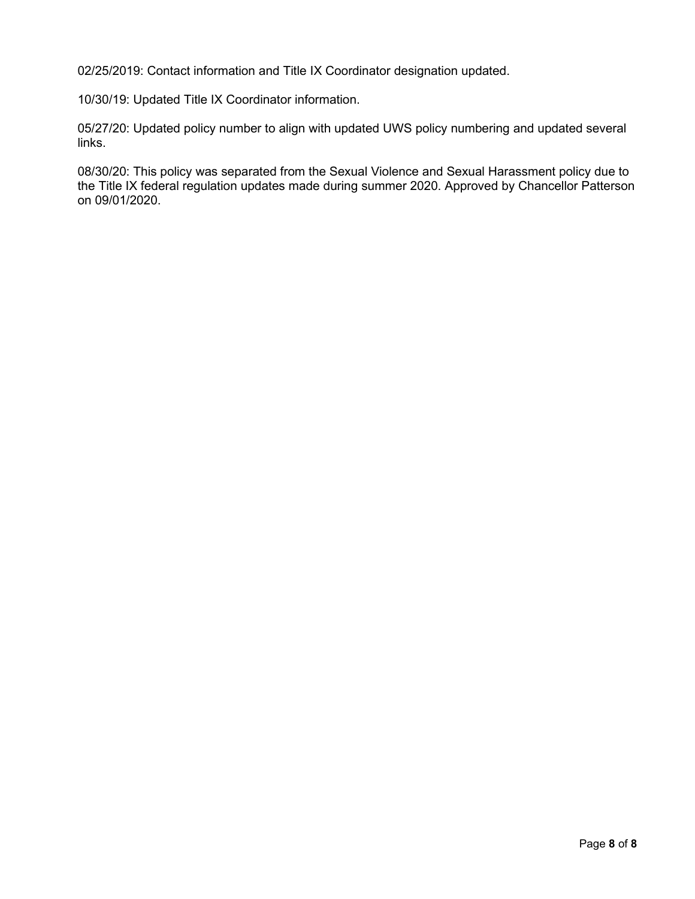02/25/2019: Contact information and Title IX Coordinator designation updated.

10/30/19: Updated Title IX Coordinator information.

05/27/20: Updated policy number to align with updated UWS policy numbering and updated several links.

08/30/20: This policy was separated from the Sexual Violence and Sexual Harassment policy due to the Title IX federal regulation updates made during summer 2020. Approved by Chancellor Patterson on 09/01/2020.